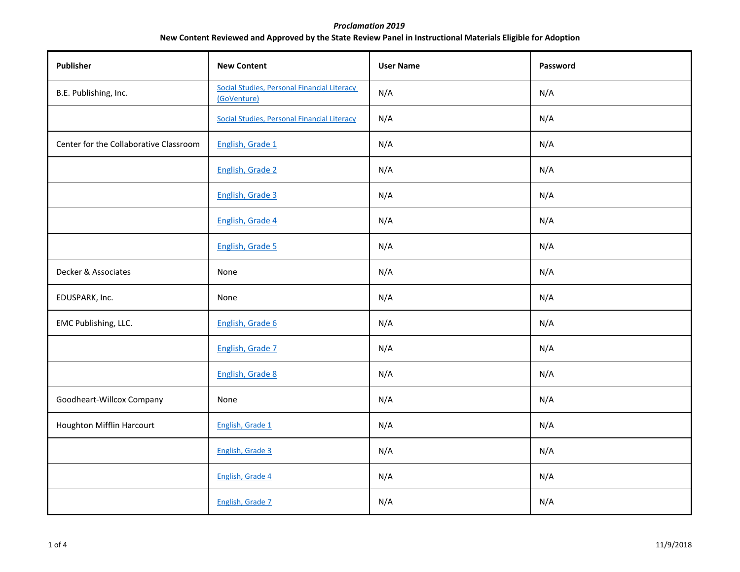*Proclamation 2019*

**New Content Reviewed and Approved by the State Review Panel in Instructional Materials Eligible for Adoption**

| Publisher | New Content | User Name | Password |
|---|---|---|---|
| B.E. Publishing, Inc. | Social Studies, Personal Financial Literacy (GoVenture) | N/A | N/A |
| | Social Studies, Personal Financial Literacy | N/A | N/A |
| Center for the Collaborative Classroom | English, Grade 1 | N/A | N/A |
| | English, Grade 2 | N/A | N/A |
| | English, Grade 3 | N/A | N/A |
| | English, Grade 4 | N/A | N/A |
| | English, Grade 5 | N/A | N/A |
| Decker & Associates | None | N/A | N/A |
| EDUSPARK, Inc. | None | N/A | N/A |
| EMC Publishing, LLC. | English, Grade 6 | N/A | N/A |
| | English, Grade 7 | N/A | N/A |
| | English, Grade 8 | N/A | N/A |
| Goodheart-Willcox Company | None | N/A | N/A |
| Houghton Mifflin Harcourt | English, Grade 1 | N/A | N/A |
| | English, Grade 3 | N/A | N/A |
| | English, Grade 4 | N/A | N/A |
| | English, Grade 7 | N/A | N/A |

11/9/2018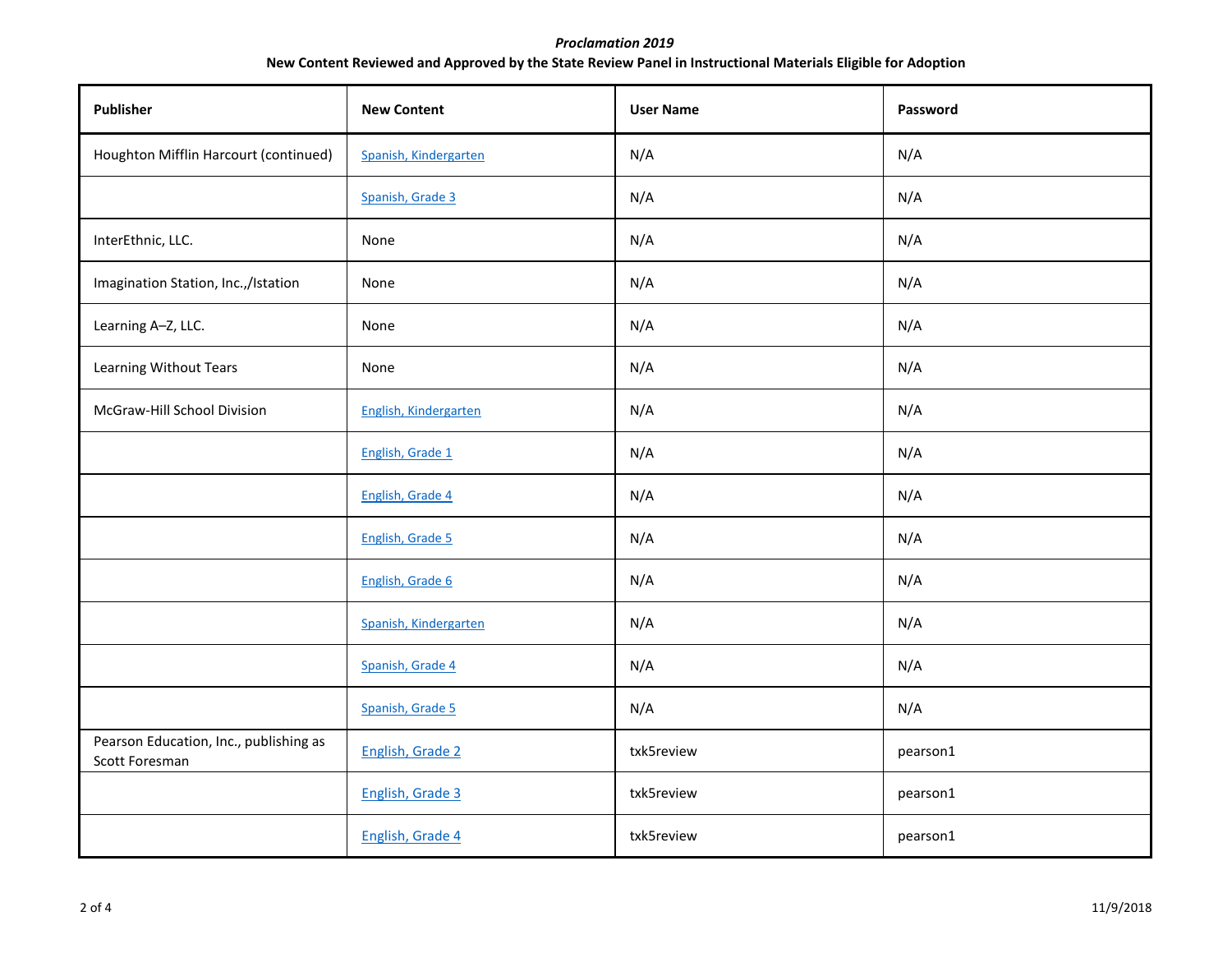*Proclamation 2019*

**New Content Reviewed and Approved by the State Review Panel in Instructional Materials Eligible for Adoption**

| Publisher | New Content | User Name | Password |
|---|---|---|---|
| Houghton Mifflin Harcourt (continued) | Spanish, Kindergarten | N/A | N/A |
| | Spanish, Grade 3 | N/A | N/A |
| InterEthnic, LLC. | None | N/A | N/A |
| Imagination Station, Inc.,/Istation | None | N/A | N/A |
| Learning A–Z, LLC. | None | N/A | N/A |
| Learning Without Tears | None | N/A | N/A |
| McGraw-Hill School Division | English, Kindergarten | N/A | N/A |
| | English, Grade 1 | N/A | N/A |
| | English, Grade 4 | N/A | N/A |
| | English, Grade 5 | N/A | N/A |
| | English, Grade 6 | N/A | N/A |
| | Spanish, Kindergarten | N/A | N/A |
| | Spanish, Grade 4 | N/A | N/A |
| | Spanish, Grade 5 | N/A | N/A |
| Pearson Education, Inc., publishing as Scott Foresman | English, Grade 2 | txk5review | pearson1 |
| | English, Grade 3 | txk5review | pearson1 |
| | English, Grade 4 | txk5review | pearson1 |

11/9/2018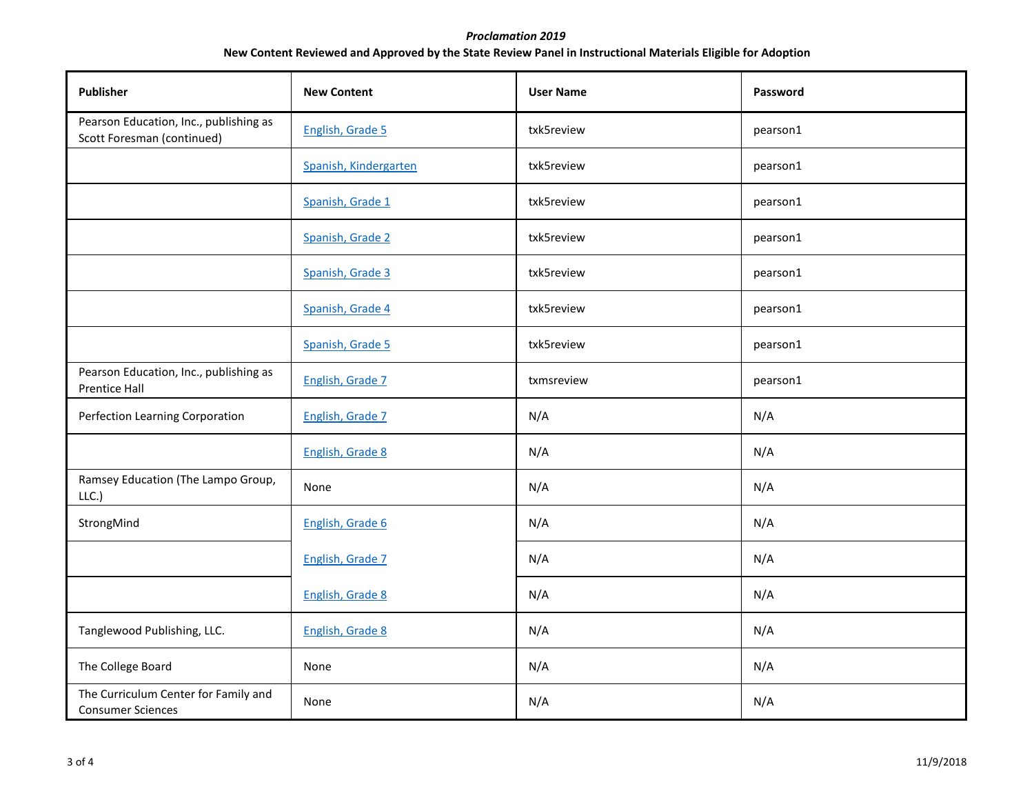*Proclamation 2019*

**New Content Reviewed and Approved by the State Review Panel in Instructional Materials Eligible for Adoption**

| Publisher | New Content | User Name | Password |
|---|---|---|---|
| Pearson Education, Inc., publishing as Scott Foresman (continued) | English, Grade 5 | txk5review | pearson1 |
| | Spanish, Kindergarten | txk5review | pearson1 |
| | Spanish, Grade 1 | txk5review | pearson1 |
| | Spanish, Grade 2 | txk5review | pearson1 |
| | Spanish, Grade 3 | txk5review | pearson1 |
| | Spanish, Grade 4 | txk5review | pearson1 |
| | Spanish, Grade 5 | txk5review | pearson1 |
| Pearson Education, Inc., publishing as Prentice Hall | English, Grade 7 | txmsreview | pearson1 |
| Perfection Learning Corporation | English, Grade 7 | N/A | N/A |
| | English, Grade 8 | N/A | N/A |
| Ramsey Education (The Lampo Group, LLC.) | None | N/A | N/A |
| StrongMind | English, Grade 6 | N/A | N/A |
| | English, Grade 7 | N/A | N/A |
| | English, Grade 8 | N/A | N/A |
| Tanglewood Publishing, LLC. | English, Grade 8 | N/A | N/A |
| The College Board | None | N/A | N/A |
| The Curriculum Center for Family and Consumer Sciences | None | N/A | N/A |

11/9/2018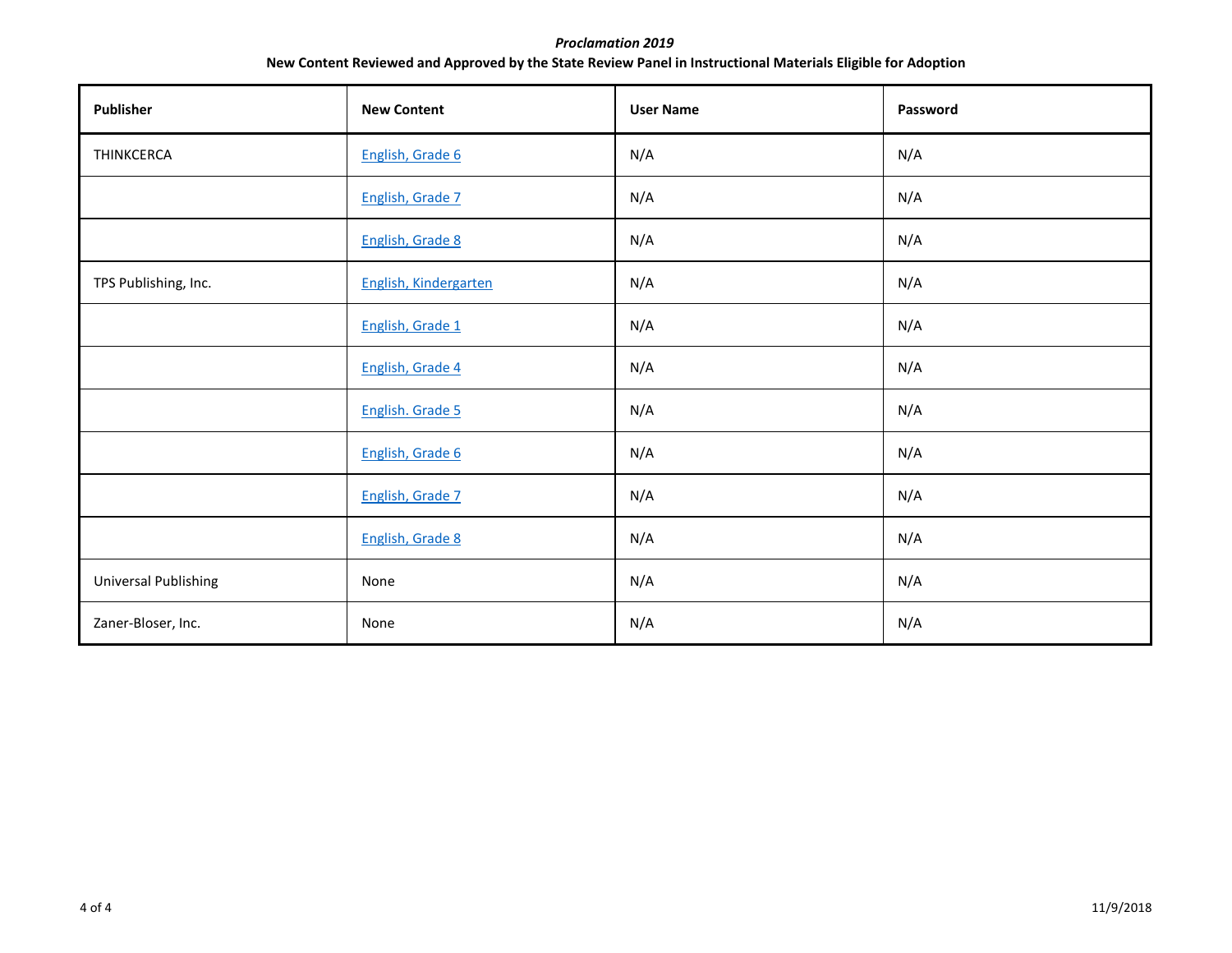*Proclamation 2019*

**New Content Reviewed and Approved by the State Review Panel in Instructional Materials Eligible for Adoption**

| **Publisher** | **New Content** | **User Name** | **Password** |
|---|---|---|---|
| THINKCERCA | English, Grade 6 | N/A | N/A |
| | English, Grade 7 | N/A | N/A |
| | English, Grade 8 | N/A | N/A |
| TPS Publishing, Inc. | English, Kindergarten | N/A | N/A |
| | English, Grade 1 | N/A | N/A |
| | English, Grade 4 | N/A | N/A |
| | English. Grade 5 | N/A | N/A |
| | English, Grade 6 | N/A | N/A |
| | English, Grade 7 | N/A | N/A |
| | English, Grade 8 | N/A | N/A |
| Universal Publishing | None | N/A | N/A |
| Zaner-Bloser, Inc. | None | N/A | N/A |

11/9/2018